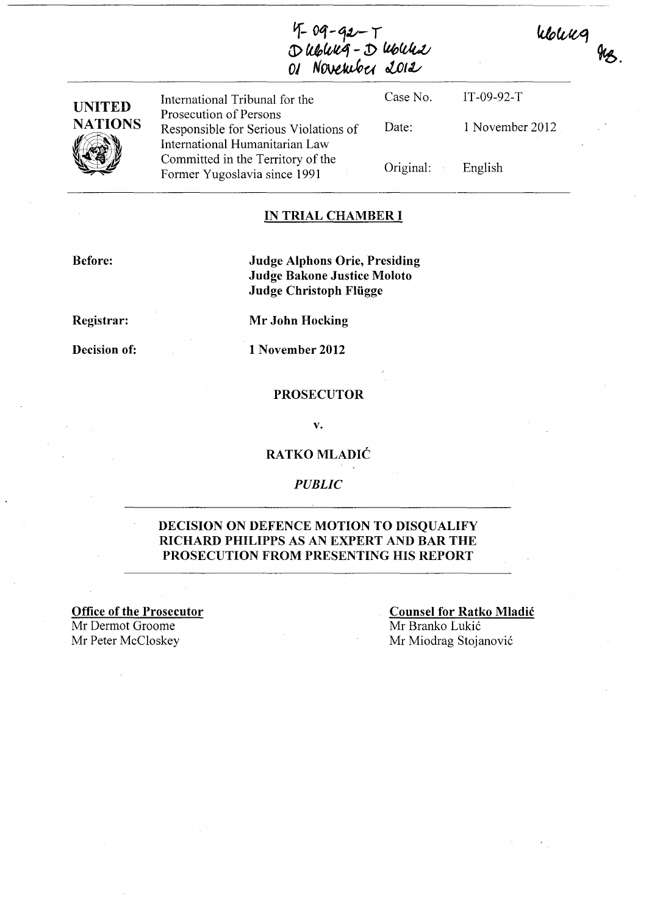IT-09-92-T
D66449 - D66442
01 November 2012

66449
HB.

| | | | |
|---|---|---|---|
| UNITED NATIONS | International Tribunal for the Prosecution of Persons Responsible for Serious Violations of International Humanitarian Law Committed in the Territory of the Former Yugoslavia since 1991 | Case No. | IT-09-92-T |
| | | Date: | 1 November 2012 |
| | | Original: | English |

**IN TRIAL CHAMBER I**

**Before:**

**Judge Alphons Orie, Presiding**
**Judge Bakone Justice Moloto**
**Judge Christoph Flügge**

**Registrar:**

**Mr John Hocking**

**Decision of:**

**1 November 2012**

**PROSECUTOR**

**v.**

**RATKO MLADIĆ**

*PUBLIC*

**DECISION ON DEFENCE MOTION TO DISQUALIFY RICHARD PHILIPPS AS AN EXPERT AND BAR THE PROSECUTION FROM PRESENTING HIS REPORT**

**Office of the Prosecutor**
Mr Dermot Groome
Mr Peter McCloskey

**Counsel for Ratko Mladić**
Mr Branko Lukić
Mr Miodrag Stojanović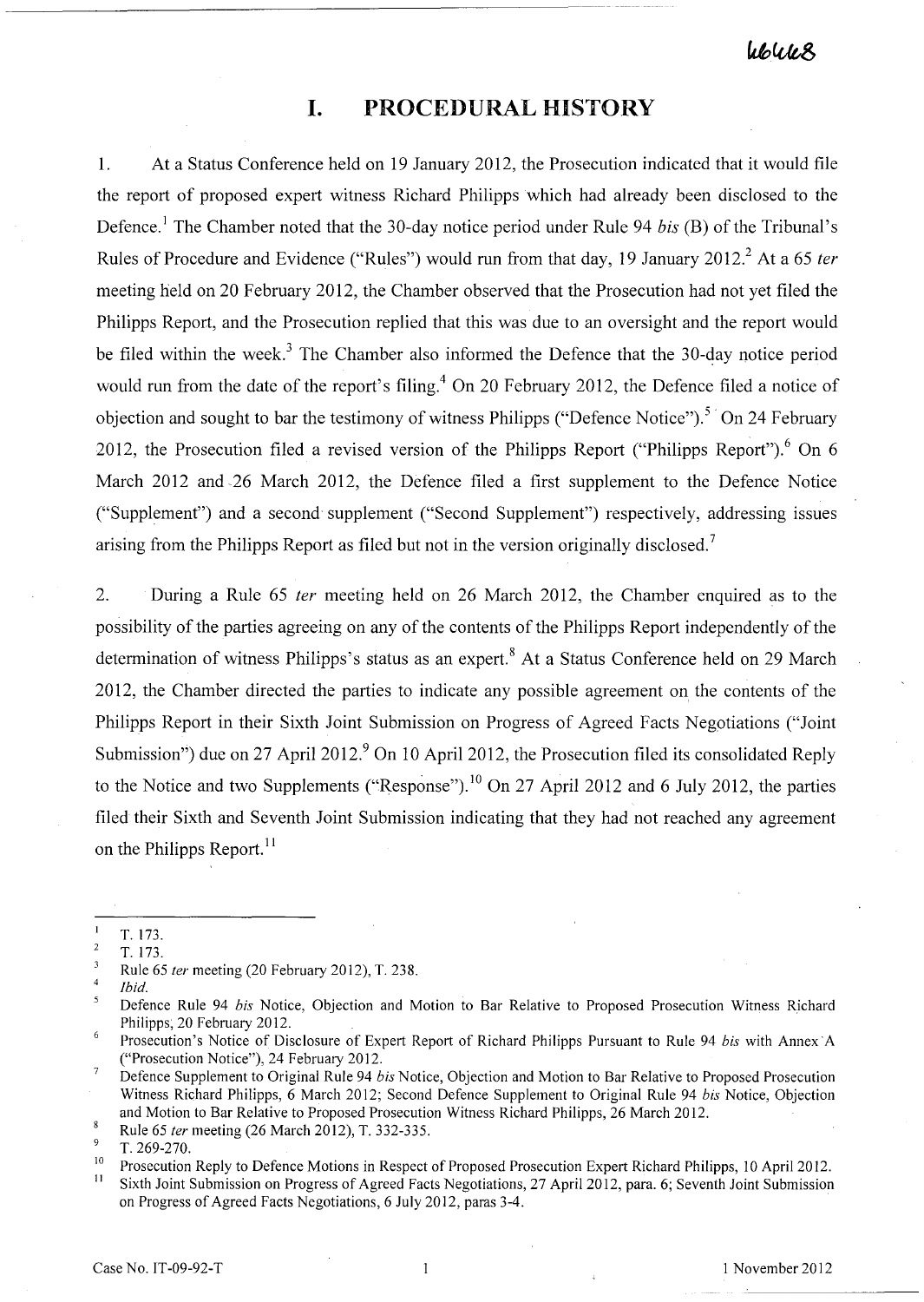# I. PROCEDURAL HISTORY

1. At a Status Conference held on 19 January 2012, the Prosecution indicated that it would file the report of proposed expert witness Richard Philipps which had already been disclosed to the Defence.[1] The Chamber noted that the 30-day notice period under Rule 94 *bis* (B) of the Tribunal's Rules of Procedure and Evidence ("Rules") would run from that day, 19 January 2012.[2] At a 65 *ter* meeting held on 20 February 2012, the Chamber observed that the Prosecution had not yet filed the Philipps Report, and the Prosecution replied that this was due to an oversight and the report would be filed within the week.[3] The Chamber also informed the Defence that the 30-day notice period would run from the date of the report's filing.[4] On 20 February 2012, the Defence filed a notice of objection and sought to bar the testimony of witness Philipps ("Defence Notice").[5] On 24 February 2012, the Prosecution filed a revised version of the Philipps Report ("Philipps Report").[6] On 6 March 2012 and 26 March 2012, the Defence filed a first supplement to the Defence Notice ("Supplement") and a second supplement ("Second Supplement") respectively, addressing issues arising from the Philipps Report as filed but not in the version originally disclosed.[7]

2. During a Rule 65 *ter* meeting held on 26 March 2012, the Chamber enquired as to the possibility of the parties agreeing on any of the contents of the Philipps Report independently of the determination of witness Philipps's status as an expert.[8] At a Status Conference held on 29 March 2012, the Chamber directed the parties to indicate any possible agreement on the contents of the Philipps Report in their Sixth Joint Submission on Progress of Agreed Facts Negotiations ("Joint Submission") due on 27 April 2012.[9] On 10 April 2012, the Prosecution filed its consolidated Reply to the Notice and two Supplements ("Response").[10] On 27 April 2012 and 6 July 2012, the parties filed their Sixth and Seventh Joint Submission indicating that they had not reached any agreement on the Philipps Report.[11]

---

[1] T. 173.

[2] T. 173.

[3] Rule 65 *ter* meeting (20 February 2012), T. 238.

[4] *Ibid.*

[5] Defence Rule 94 *bis* Notice, Objection and Motion to Bar Relative to Proposed Prosecution Witness Richard Philipps, 20 February 2012.

[6] Prosecution's Notice of Disclosure of Expert Report of Richard Philipps Pursuant to Rule 94 *bis* with Annex A ("Prosecution Notice"), 24 February 2012.

[7] Defence Supplement to Original Rule 94 *bis* Notice, Objection and Motion to Bar Relative to Proposed Prosecution Witness Richard Philipps, 6 March 2012; Second Defence Supplement to Original Rule 94 *bis* Notice, Objection and Motion to Bar Relative to Proposed Prosecution Witness Richard Philipps, 26 March 2012.

[8] Rule 65 *ter* meeting (26 March 2012), T. 332-335.

[9] T. 269-270.

[10] Prosecution Reply to Defence Motions in Respect of Proposed Prosecution Expert Richard Philipps, 10 April 2012.

[11] Sixth Joint Submission on Progress of Agreed Facts Negotiations, 27 April 2012, para. 6; Seventh Joint Submission on Progress of Agreed Facts Negotiations, 6 July 2012, paras 3-4.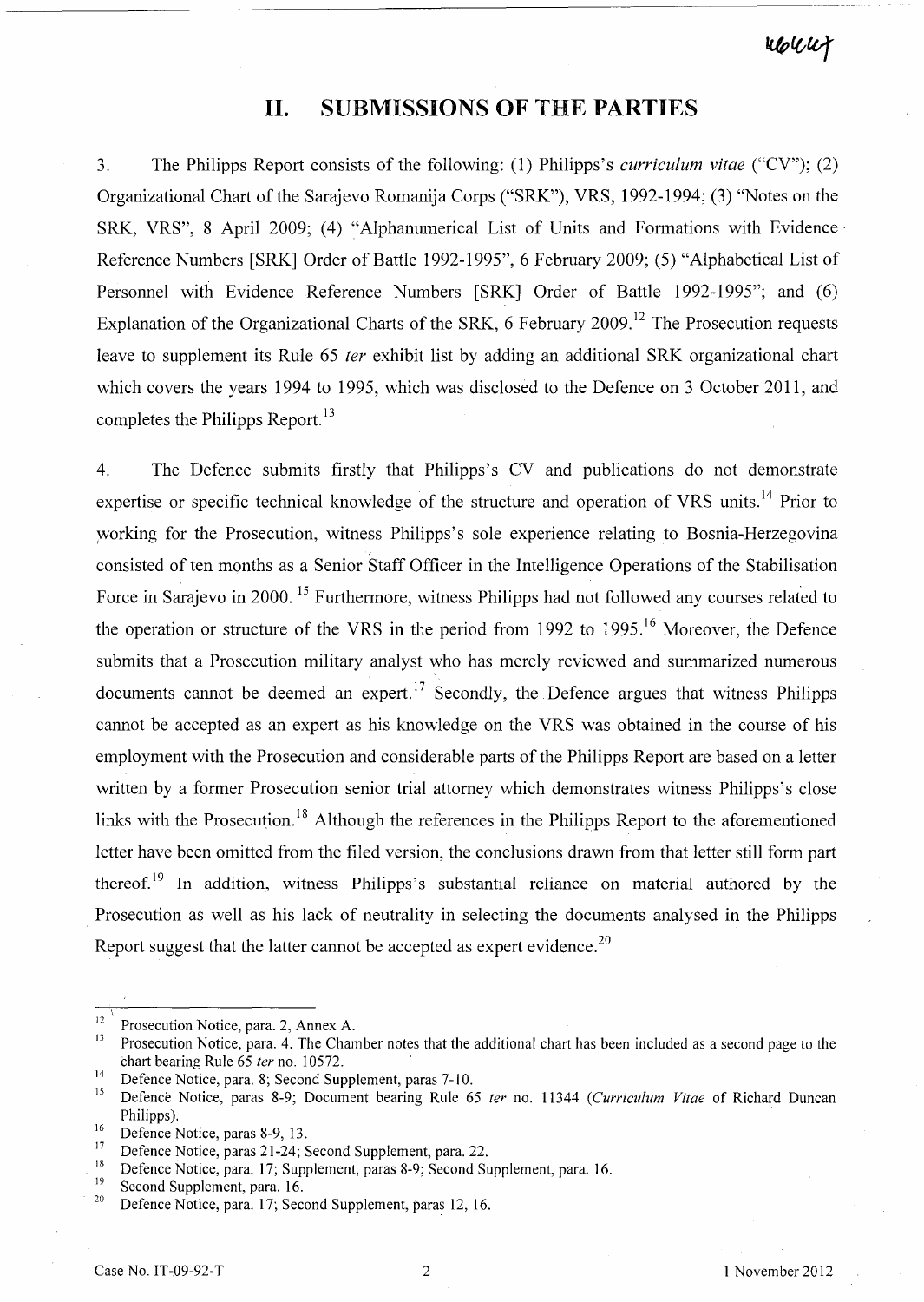## II. SUBMISSIONS OF THE PARTIES

3. The Philipps Report consists of the following: (1) Philipps's *curriculum vitae* ("CV"); (2) Organizational Chart of the Sarajevo Romanija Corps ("SRK"), VRS, 1992-1994; (3) "Notes on the SRK, VRS", 8 April 2009; (4) "Alphanumerical List of Units and Formations with Evidence Reference Numbers [SRK] Order of Battle 1992-1995", 6 February 2009; (5) "Alphabetical List of Personnel with Evidence Reference Numbers [SRK] Order of Battle 1992-1995"; and (6) Explanation of the Organizational Charts of the SRK, 6 February 2009.[12] The Prosecution requests leave to supplement its Rule 65 *ter* exhibit list by adding an additional SRK organizational chart which covers the years 1994 to 1995, which was disclosed to the Defence on 3 October 2011, and completes the Philipps Report.[13]

4. The Defence submits firstly that Philipps's CV and publications do not demonstrate expertise or specific technical knowledge of the structure and operation of VRS units.[14] Prior to working for the Prosecution, witness Philipps's sole experience relating to Bosnia-Herzegovina consisted of ten months as a Senior Staff Officer in the Intelligence Operations of the Stabilisation Force in Sarajevo in 2000.[15] Furthermore, witness Philipps had not followed any courses related to the operation or structure of the VRS in the period from 1992 to 1995.[16] Moreover, the Defence submits that a Prosecution military analyst who has merely reviewed and summarized numerous documents cannot be deemed an expert.[17] Secondly, the Defence argues that witness Philipps cannot be accepted as an expert as his knowledge on the VRS was obtained in the course of his employment with the Prosecution and considerable parts of the Philipps Report are based on a letter written by a former Prosecution senior trial attorney which demonstrates witness Philipps's close links with the Prosecution.[18] Although the references in the Philipps Report to the aforementioned letter have been omitted from the filed version, the conclusions drawn from that letter still form part thereof.[19] In addition, witness Philipps's substantial reliance on material authored by the Prosecution as well as his lack of neutrality in selecting the documents analysed in the Philipps Report suggest that the latter cannot be accepted as expert evidence.[20]

---

[12] Prosecution Notice, para. 2, Annex A.

[13] Prosecution Notice, para. 4. The Chamber notes that the additional chart has been included as a second page to the chart bearing Rule 65 *ter* no. 10572.

[14] Defence Notice, para. 8; Second Supplement, paras 7-10.

[15] Defence Notice, paras 8-9; Document bearing Rule 65 *ter* no. 11344 (*Curriculum Vitae* of Richard Duncan Philipps).

[16] Defence Notice, paras 8-9, 13.

[17] Defence Notice, paras 21-24; Second Supplement, para. 22.

[18] Defence Notice, para. 17; Supplement, paras 8-9; Second Supplement, para. 16.

[19] Second Supplement, para. 16.

[20] Defence Notice, para. 17; Second Supplement, paras 12, 16.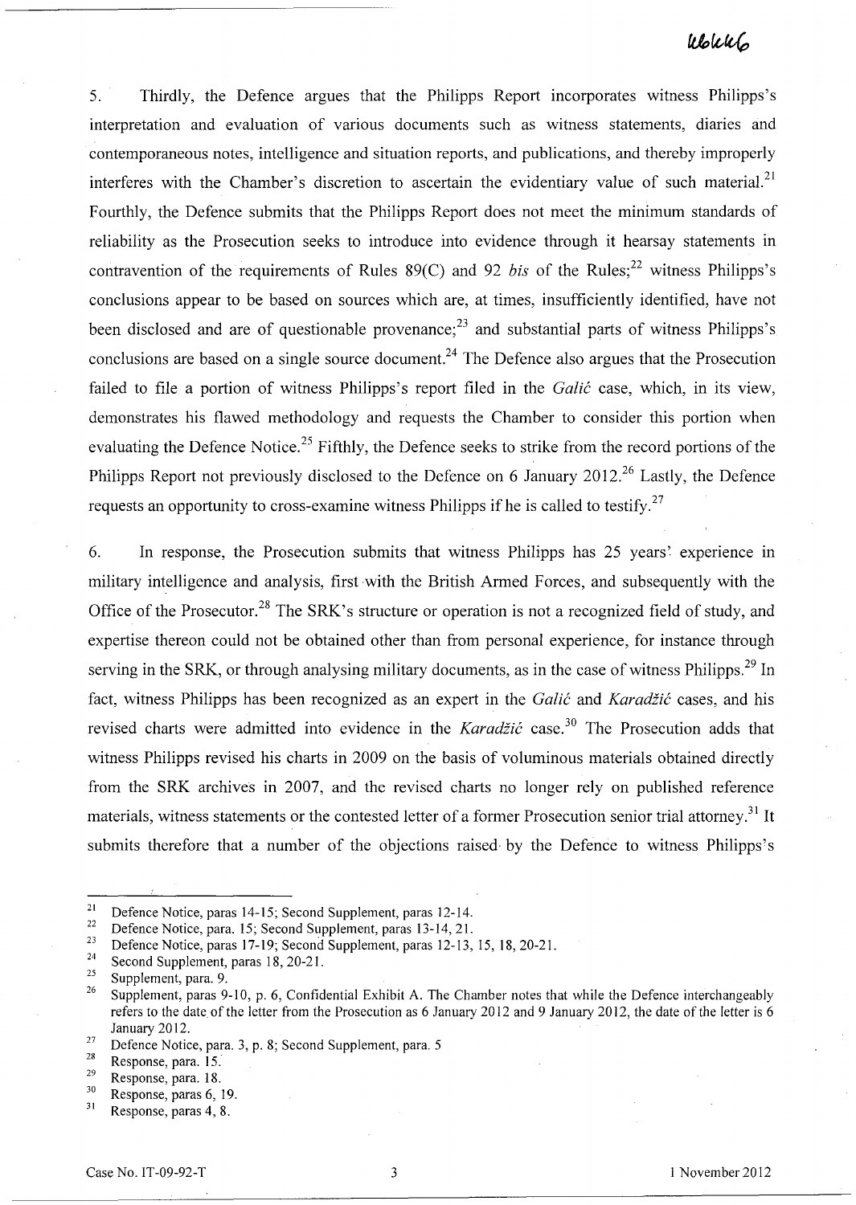5. Thirdly, the Defence argues that the Philipps Report incorporates witness Philipps's interpretation and evaluation of various documents such as witness statements, diaries and contemporaneous notes, intelligence and situation reports, and publications, and thereby improperly interferes with the Chamber's discretion to ascertain the evidentiary value of such material.[21] Fourthly, the Defence submits that the Philipps Report does not meet the minimum standards of reliability as the Prosecution seeks to introduce into evidence through it hearsay statements in contravention of the requirements of Rules 89(C) and 92 *bis* of the Rules;[22] witness Philipps's conclusions appear to be based on sources which are, at times, insufficiently identified, have not been disclosed and are of questionable provenance;[23] and substantial parts of witness Philipps's conclusions are based on a single source document.[24] The Defence also argues that the Prosecution failed to file a portion of witness Philipps's report filed in the *Galić* case, which, in its view, demonstrates his flawed methodology and requests the Chamber to consider this portion when evaluating the Defence Notice.[25] Fifthly, the Defence seeks to strike from the record portions of the Philipps Report not previously disclosed to the Defence on 6 January 2012.[26] Lastly, the Defence requests an opportunity to cross-examine witness Philipps if he is called to testify.[27]

6. In response, the Prosecution submits that witness Philipps has 25 years' experience in military intelligence and analysis, first with the British Armed Forces, and subsequently with the Office of the Prosecutor.[28] The SRK's structure or operation is not a recognized field of study, and expertise thereon could not be obtained other than from personal experience, for instance through serving in the SRK, or through analysing military documents, as in the case of witness Philipps.[29] In fact, witness Philipps has been recognized as an expert in the *Galić* and *Karadžić* cases, and his revised charts were admitted into evidence in the *Karadžić* case.[30] The Prosecution adds that witness Philipps revised his charts in 2009 on the basis of voluminous materials obtained directly from the SRK archives in 2007, and the revised charts no longer rely on published reference materials, witness statements or the contested letter of a former Prosecution senior trial attorney.[31] It submits therefore that a number of the objections raised by the Defence to witness Philipps's

---

[21] Defence Notice, paras 14-15; Second Supplement, paras 12-14.

[22] Defence Notice, para. 15; Second Supplement, paras 13-14, 21.

[23] Defence Notice, paras 17-19; Second Supplement, paras 12-13, 15, 18, 20-21.

[24] Second Supplement, paras 18, 20-21.

[25] Supplement, para. 9.

[26] Supplement, paras 9-10, p. 6, Confidential Exhibit A. The Chamber notes that while the Defence interchangeably refers to the date of the letter from the Prosecution as 6 January 2012 and 9 January 2012, the date of the letter is 6 January 2012.

[27] Defence Notice, para. 3, p. 8; Second Supplement, para. 5

[28] Response, para. 15.

[29] Response, para. 18.

[30] Response, paras 6, 19.

[31] Response, paras 4, 8.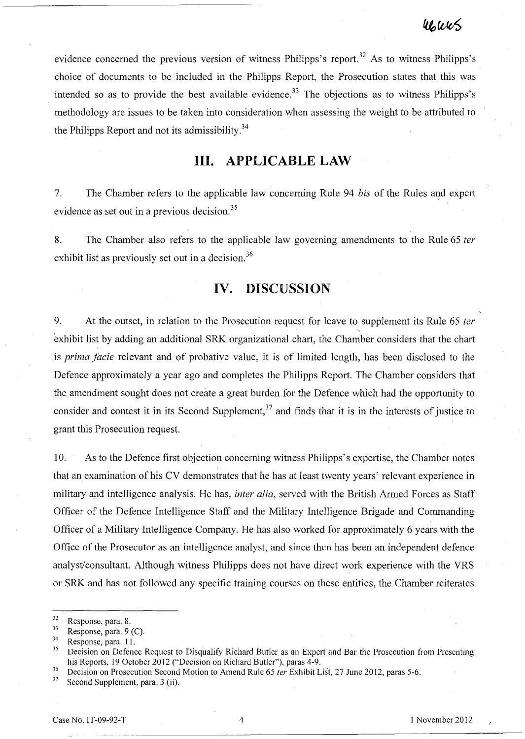evidence concerned the previous version of witness Philipps's report.[32] As to witness Philipps's choice of documents to be included in the Philipps Report, the Prosecution states that this was intended so as to provide the best available evidence.[33] The objections as to witness Philipps's methodology are issues to be taken into consideration when assessing the weight to be attributed to the Philipps Report and not its admissibility.[34]

## III. APPLICABLE LAW

7. The Chamber refers to the applicable law concerning Rule 94 *bis* of the Rules and expert evidence as set out in a previous decision.[35]

8. The Chamber also refers to the applicable law governing amendments to the Rule 65 *ter* exhibit list as previously set out in a decision.[36]

## IV. DISCUSSION

9. At the outset, in relation to the Prosecution request for leave to supplement its Rule 65 *ter* exhibit list by adding an additional SRK organizational chart, the Chamber considers that the chart is *prima facie* relevant and of probative value, it is of limited length, has been disclosed to the Defence approximately a year ago and completes the Philipps Report. The Chamber considers that the amendment sought does not create a great burden for the Defence which had the opportunity to consider and contest it in its Second Supplement,[37] and finds that it is in the interests of justice to grant this Prosecution request.

10. As to the Defence first objection concerning witness Philipps's expertise, the Chamber notes that an examination of his CV demonstrates that he has at least twenty years' relevant experience in military and intelligence analysis. He has, *inter alia*, served with the British Armed Forces as Staff Officer of the Defence Intelligence Staff and the Military Intelligence Brigade and Commanding Officer of a Military Intelligence Company. He has also worked for approximately 6 years with the Office of the Prosecutor as an intelligence analyst, and since then has been an independent defence analyst/consultant. Although witness Philipps does not have direct work experience with the VRS or SRK and has not followed any specific training courses on these entities, the Chamber reiterates

---

[32] Response, para. 8.

[33] Response, para. 9 (C).

[34] Response, para. 11.

[35] Decision on Defence Request to Disqualify Richard Butler as an Expert and Bar the Prosecution from Presenting his Reports, 19 October 2012 ("Decision on Richard Butler"), paras 4-9.

[36] Decision on Prosecution Second Motion to Amend Rule 65 *ter* Exhibit List, 27 June 2012, paras 5-6.

[37] Second Supplement, para. 3 (ii).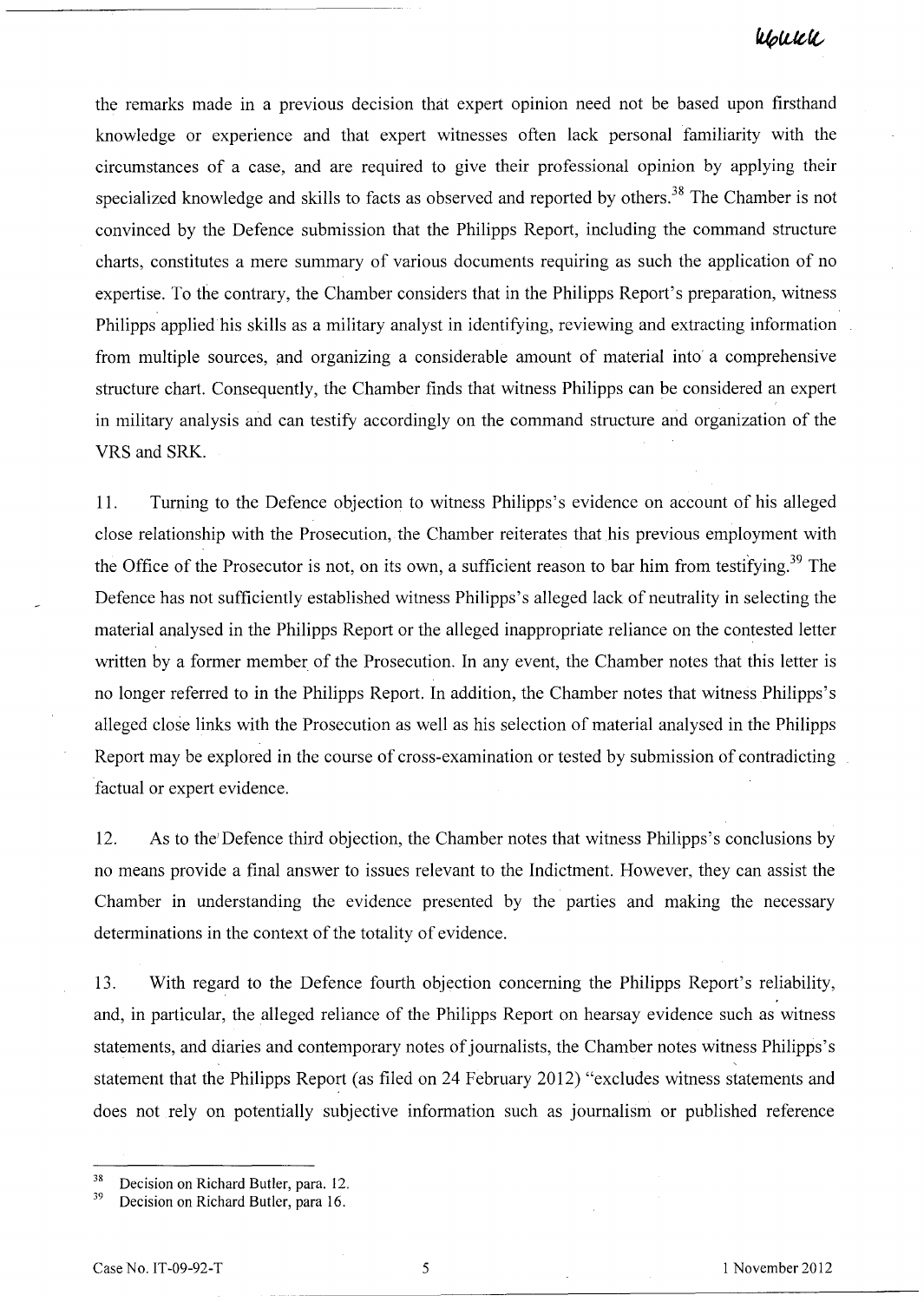the remarks made in a previous decision that expert opinion need not be based upon firsthand knowledge or experience and that expert witnesses often lack personal familiarity with the circumstances of a case, and are required to give their professional opinion by applying their specialized knowledge and skills to facts as observed and reported by others.[38] The Chamber is not convinced by the Defence submission that the Philipps Report, including the command structure charts, constitutes a mere summary of various documents requiring as such the application of no expertise. To the contrary, the Chamber considers that in the Philipps Report's preparation, witness Philipps applied his skills as a military analyst in identifying, reviewing and extracting information from multiple sources, and organizing a considerable amount of material into a comprehensive structure chart. Consequently, the Chamber finds that witness Philipps can be considered an expert in military analysis and can testify accordingly on the command structure and organization of the VRS and SRK.

11. Turning to the Defence objection to witness Philipps's evidence on account of his alleged close relationship with the Prosecution, the Chamber reiterates that his previous employment with the Office of the Prosecutor is not, on its own, a sufficient reason to bar him from testifying.[39] The Defence has not sufficiently established witness Philipps's alleged lack of neutrality in selecting the material analysed in the Philipps Report or the alleged inappropriate reliance on the contested letter written by a former member of the Prosecution. In any event, the Chamber notes that this letter is no longer referred to in the Philipps Report. In addition, the Chamber notes that witness Philipps's alleged close links with the Prosecution as well as his selection of material analysed in the Philipps Report may be explored in the course of cross-examination or tested by submission of contradicting factual or expert evidence.

12. As to the Defence third objection, the Chamber notes that witness Philipps's conclusions by no means provide a final answer to issues relevant to the Indictment. However, they can assist the Chamber in understanding the evidence presented by the parties and making the necessary determinations in the context of the totality of evidence.

13. With regard to the Defence fourth objection concerning the Philipps Report's reliability, and, in particular, the alleged reliance of the Philipps Report on hearsay evidence such as witness statements, and diaries and contemporary notes of journalists, the Chamber notes witness Philipps's statement that the Philipps Report (as filed on 24 February 2012) "excludes witness statements and does not rely on potentially subjective information such as journalism or published reference

---

[38] Decision on Richard Butler, para. 12.

[39] Decision on Richard Butler, para 16.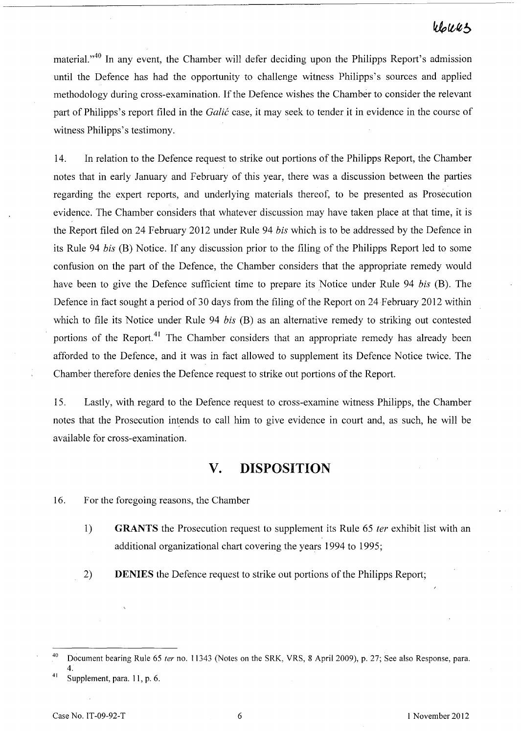material."[40] In any event, the Chamber will defer deciding upon the Philipps Report's admission until the Defence has had the opportunity to challenge witness Philipps's sources and applied methodology during cross-examination. If the Defence wishes the Chamber to consider the relevant part of Philipps's report filed in the *Galić* case, it may seek to tender it in evidence in the course of witness Philipps's testimony.

14. In relation to the Defence request to strike out portions of the Philipps Report, the Chamber notes that in early January and February of this year, there was a discussion between the parties regarding the expert reports, and underlying materials thereof, to be presented as Prosecution evidence. The Chamber considers that whatever discussion may have taken place at that time, it is the Report filed on 24 February 2012 under Rule 94 *bis* which is to be addressed by the Defence in its Rule 94 *bis* (B) Notice. If any discussion prior to the filing of the Philipps Report led to some confusion on the part of the Defence, the Chamber considers that the appropriate remedy would have been to give the Defence sufficient time to prepare its Notice under Rule 94 *bis* (B). The Defence in fact sought a period of 30 days from the filing of the Report on 24 February 2012 within which to file its Notice under Rule 94 *bis* (B) as an alternative remedy to striking out contested portions of the Report.[41] The Chamber considers that an appropriate remedy has already been afforded to the Defence, and it was in fact allowed to supplement its Defence Notice twice. The Chamber therefore denies the Defence request to strike out portions of the Report.

15. Lastly, with regard to the Defence request to cross-examine witness Philipps, the Chamber notes that the Prosecution intends to call him to give evidence in court and, as such, he will be available for cross-examination.

## V. DISPOSITION

16. For the foregoing reasons, the Chamber

1) **GRANTS** the Prosecution request to supplement its Rule 65 *ter* exhibit list with an additional organizational chart covering the years 1994 to 1995;

2) **DENIES** the Defence request to strike out portions of the Philipps Report;

---

[40] Document bearing Rule 65 *ter* no. 11343 (Notes on the SRK, VRS, 8 April 2009), p. 27; See also Response, para. 4.

[41] Supplement, para. 11, p. 6.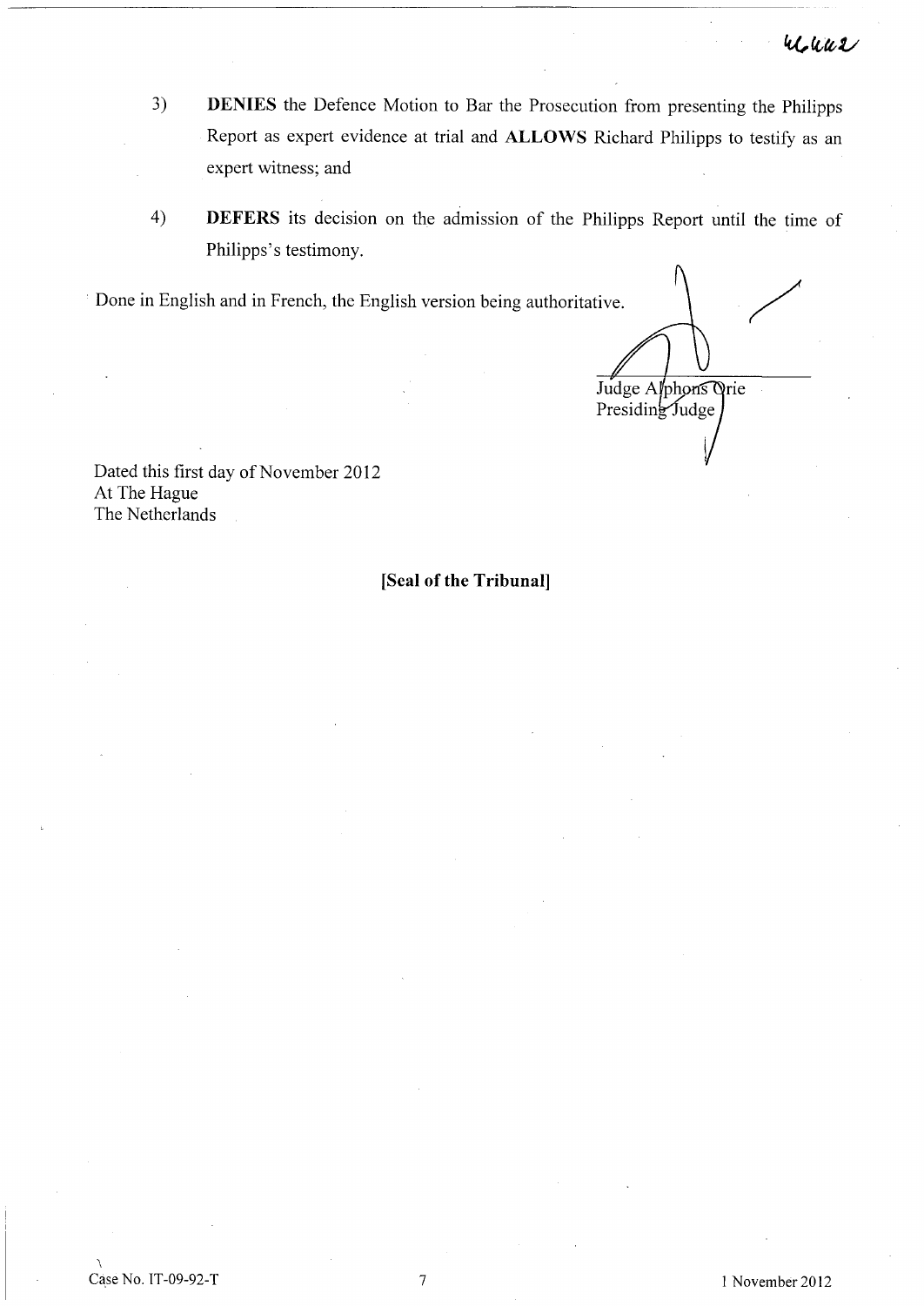3) **DENIES** the Defence Motion to Bar the Prosecution from presenting the Philipps Report as expert evidence at trial and **ALLOWS** Richard Philipps to testify as an expert witness; and

4) **DEFERS** its decision on the admission of the Philipps Report until the time of Philipps's testimony.

Done in English and in French, the English version being authoritative.

Judge Alphons Orie
Presiding Judge

Dated this first day of November 2012
At The Hague
The Netherlands

**[Seal of the Tribunal]**